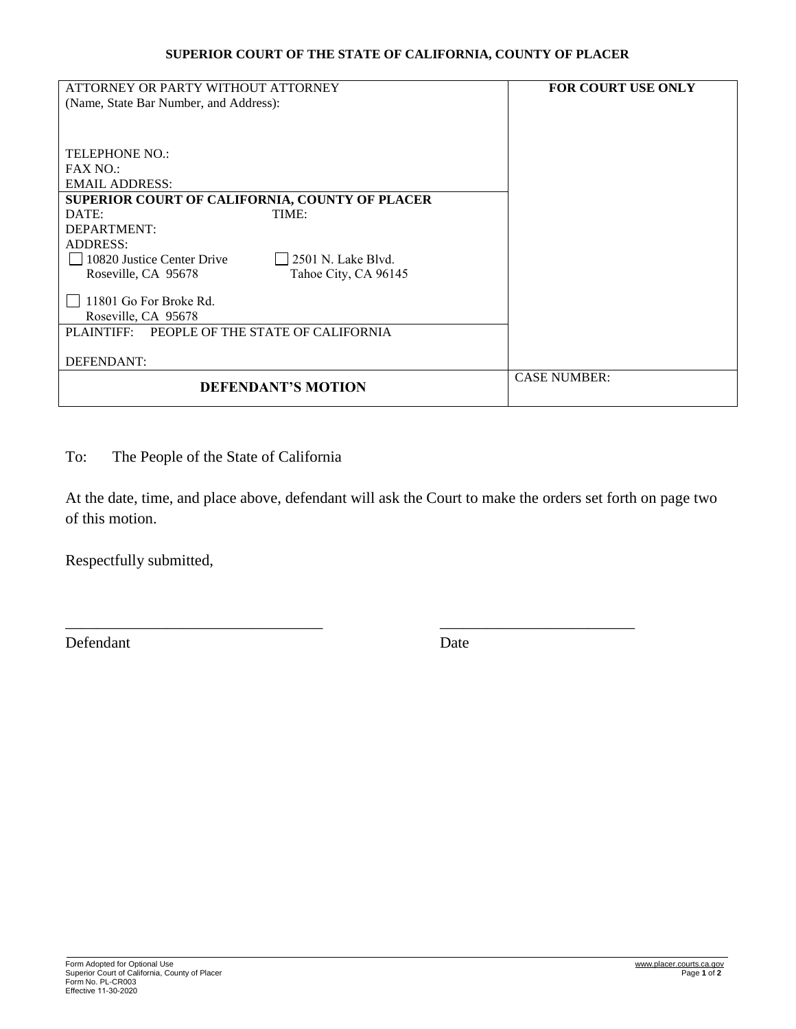**SUPERIOR COURT OF THE STATE OF CALIFORNIA, COUNTY OF PLACER**

| ATTORNEY OR PARTY WITHOUT ATTORNEY<br>(Name, State Bar Number, and Address):<br><br>TELEPHONE NO.:<br>FAX NO.:<br>EMAIL ADDRESS: | **FOR COURT USE ONLY** |
|---|---|
| **SUPERIOR COURT OF CALIFORNIA, COUNTY OF PLACER**<br>DATE: TIME:<br>DEPARTMENT:<br>ADDRESS:<br>☐ 10820 Justice Center Drive, Roseville, CA 95678<br>☐ 2501 N. Lake Blvd., Tahoe City, CA 96145<br>☐ 11801 Go For Broke Rd., Roseville, CA 95678 | |
| PLAINTIFF: PEOPLE OF THE STATE OF CALIFORNIA<br><br>DEFENDANT: | |
| **DEFENDANT'S MOTION** | CASE NUMBER: |

To: The People of the State of California

At the date, time, and place above, defendant will ask the Court to make the orders set forth on page two of this motion.

Respectfully submitted,

\_\_\_\_\_\_\_\_\_\_\_\_\_\_\_\_\_\_\_\_\_\_\_\_\_\_\_\_\_\_\_\_\_ \_\_\_\_\_\_\_\_\_\_\_\_\_\_\_\_\_\_\_\_\_\_\_\_\_\_\_
Defendant Date

Form Adopted for Optional Use
Superior Court of California, County of Placer
Form No. PL-CR003
Effective 11-30-2020

www.placer.courts.ca.gov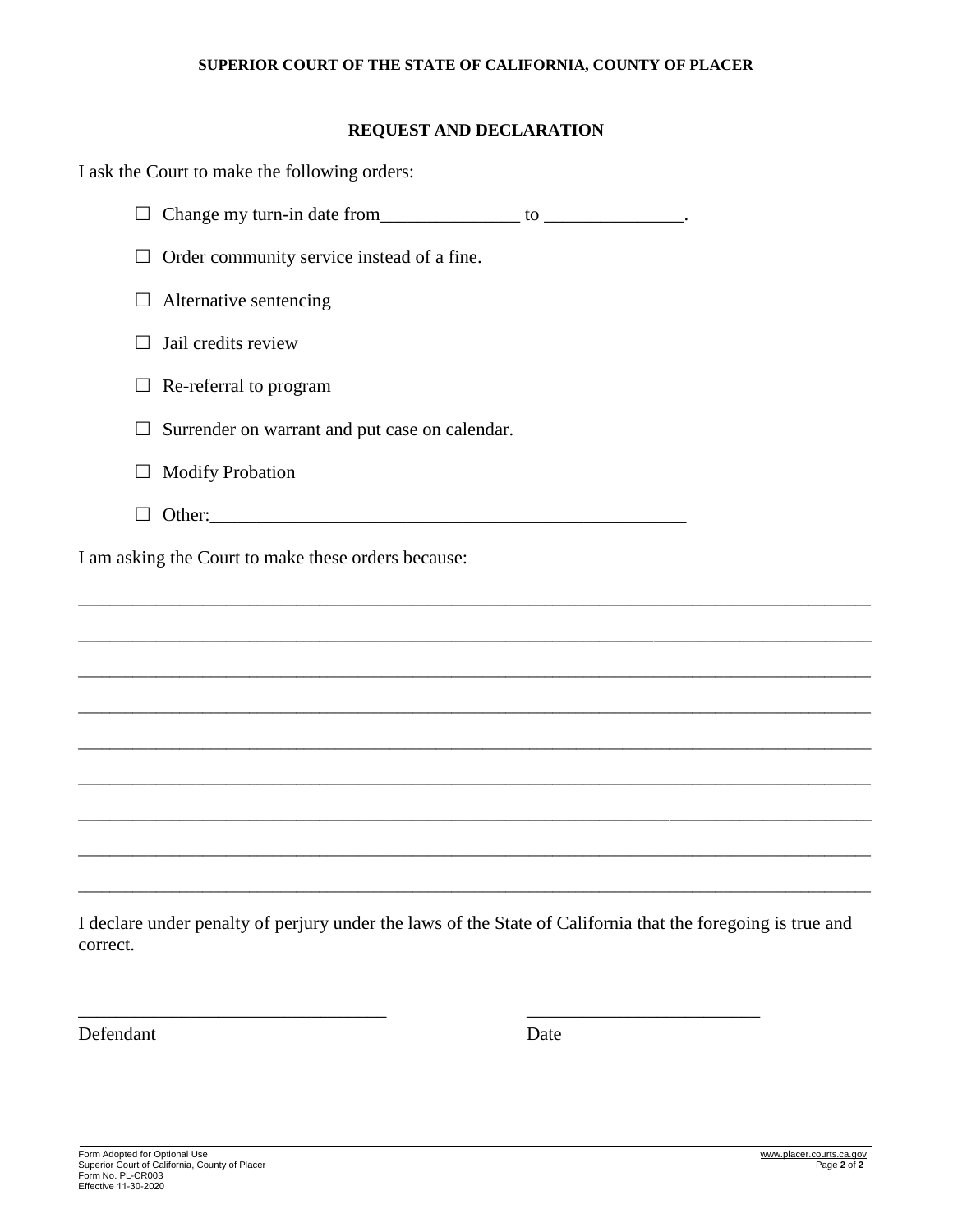**SUPERIOR COURT OF THE STATE OF CALIFORNIA, COUNTY OF PLACER**

**REQUEST AND DECLARATION**

I ask the Court to make the following orders:

- ☐ Change my turn-in date from_______________ to _______________.
- ☐ Order community service instead of a fine.
- ☐ Alternative sentencing
- ☐ Jail credits review
- ☐ Re-referral to program
- ☐ Surrender on warrant and put case on calendar.
- ☐ Modify Probation
- ☐ Other:_____________________________________________________

I am asking the Court to make these orders because:

_______________________________________________________________________________________

_______________________________________________________________________________________

_______________________________________________________________________________________

_______________________________________________________________________________________

_______________________________________________________________________________________

_______________________________________________________________________________________

_______________________________________________________________________________________

_______________________________________________________________________________________

_______________________________________________________________________________________

I declare under penalty of perjury under the laws of the State of California that the foregoing is true and correct.

_________________________________ _________________________

Defendant Date

Form Adopted for Optional Use
Superior Court of California, County of Placer
Form No. PL-CR003
Effective 11-30-2020

www.placer.courts.ca.gov